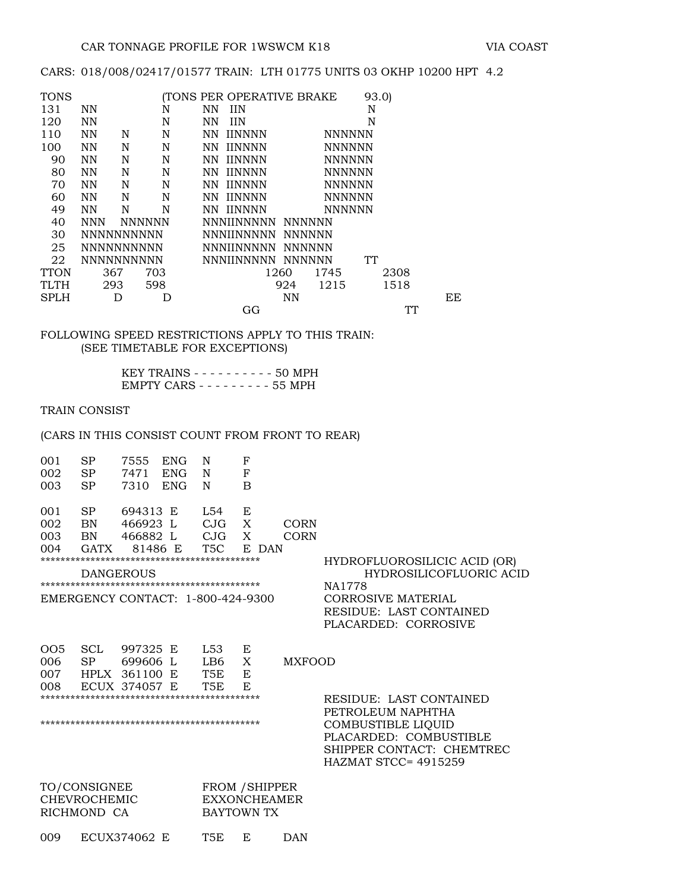CAR TONNAGE PROFILE FOR 1WSWCM K18 VIA COAST

CARS: 018/008/02417/01577 TRAIN: LTH 01775 UNITS 03 OKHP 10200 HPT 4.2

```
TONS                 (TONS PER OPERATIVE BRAKE        93.0)
131   NN             N       NN   IIN                     N
120   NN             N       NN   IIN                     N
110   NN      N      N       NN  IINNNN            NNNNNN
100   NN      N      N       NN  IINNNN            NNNNNN
  90  NN      N      N       NN  IINNNN            NNNNNN
  80  NN      N      N       NN  IINNNN            NNNNNN
  70  NN      N      N       NN  IINNNN            NNNNNN
  60  NN      N      N       NN  IINNNN            NNNNNN
  49  NN      N      N       NN  IINNNN            NNNNNN
  40  NNN    NNNNNN          NNNIINNNNN  NNNNNN
  30  NNNNNNNNNN             NNNIINNNNN  NNNNNN
  25  NNNNNNNNNN             NNNIINNNNN  NNNNNN
  22  NNNNNNNNNN             NNNIINNNNN  NNNNNN       TT
TTON       367     703                1260     1745          2308
TLTH       293     598                  924    1215          1518
SPLH         D         D                  NN                                   EE
                                      GG                                TT
```

FOLLOWING SPEED RESTRICTIONS APPLY TO THIS TRAIN:
(SEE TIMETABLE FOR EXCEPTIONS)

KEY TRAINS - - - - - - - - - - 50 MPH
EMPTY CARS - - - - - - - - - 55 MPH

TRAIN CONSIST

(CARS IN THIS CONSIST COUNT FROM FRONT TO REAR)

```
001   SP     7555   ENG   N      F
002   SP     7471   ENG   N      F
003   SP     7310   ENG   N      B

001   SP     694313 E     L54    E
002   BN     466923 L     CJG    X      CORN
003   BN     466882 L     CJG    X      CORN
004   GATX    81486 E     T5C    E  DAN
**********************************************     HYDROFLUOROSILICIC ACID (OR)
      DANGEROUS                                           HYDROSILICOFLUORIC ACID
**********************************************     NA1778
EMERGENCY CONTACT:  1-800-424-9300                 CORROSIVE MATERIAL
                                                   RESIDUE:  LAST CONTAINED
                                                   PLACARDED:  CORROSIVE

OO5   SCL    997325 E     L53    E
006   SP     699606 L     LB6    X      MXFOOD
007   HPLX  361100 E      T5E    E
008   ECUX  374057 E      T5E    E
**********************************************     RESIDUE:  LAST CONTAINED
                                                   PETROLEUM NAPHTHA
**********************************************     COMBUSTIBLE LIQUID
                                                   PLACARDED:  COMBUSTIBLE
                                                   SHIPPER CONTACT:  CHEMTREC
                                                   HAZMAT STCC= 4915259

TO/CONSIGNEE               FROM /SHIPPER
CHEVROCHEMIC               EXXONCHEAMER
RICHMOND  CA               BAYTOWN TX

009   ECUX374062 E        T5E    E      DAN
```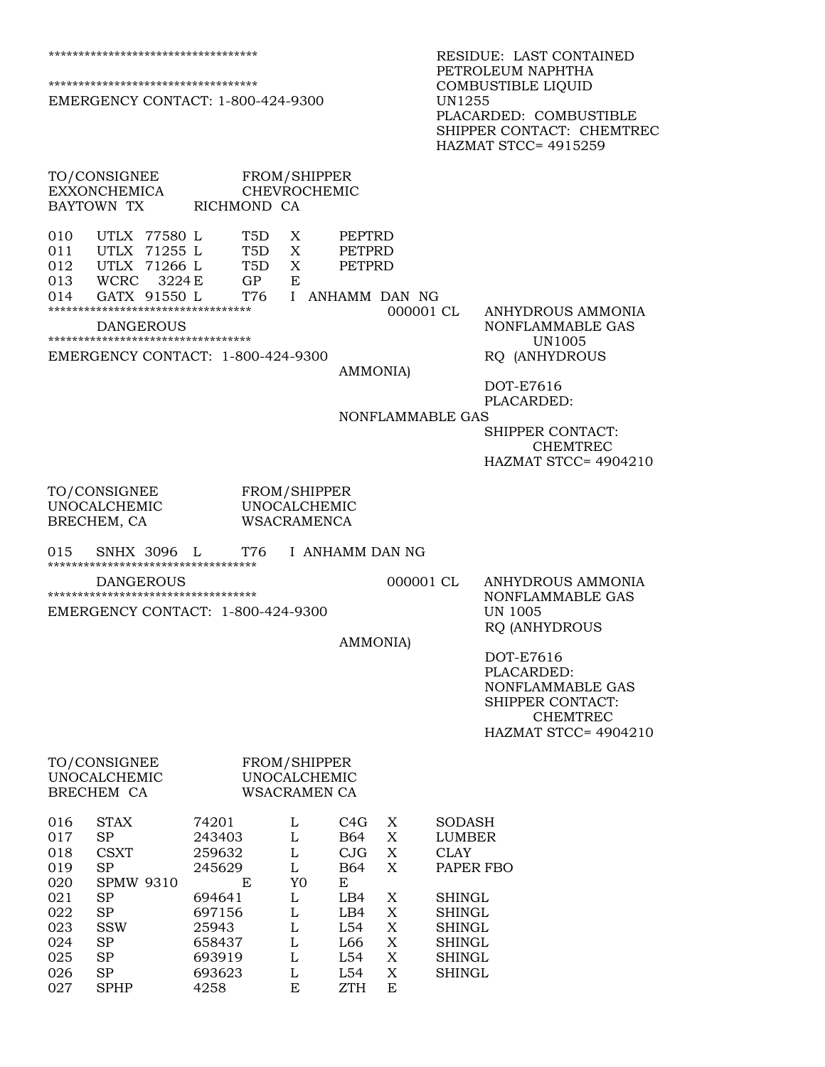```
***********************************                          RESIDUE:  LAST CONTAINED
                                                             PETROLEUM NAPHTHA
***********************************                          COMBUSTIBLE LIQUID
EMERGENCY CONTACT: 1-800-424-9300                            UN1255
                                                             PLACARDED:  COMBUSTIBLE
                                                             SHIPPER CONTACT:  CHEMTREC
                                                             HAZMAT STCC= 4915259

TO/CONSIGNEE            FROM/SHIPPER
EXXONCHEMICA            CHEVROCHEMIC
BAYTOWN  TX         RICHMOND  CA

010    UTLX  77580 L       T5D    X       PEPTRD
011    UTLX  71255 L       T5D    X       PETPRD
012    UTLX  71266 L       T5D    X       PETPRD
013    WCRC    3224 E      GP     E
014    GATX  91550 L       T76    I  ANHAMM  DAN  NG
***********************************              000001 CL     ANHYDROUS AMMONIA
       DANGEROUS                                               NONFLAMMABLE GAS
***********************************                                 UN1005
EMERGENCY CONTACT:  1-800-424-9300                             RQ  (ANHYDROUS
                                          AMMONIA)
                                                               DOT-E7616
                                                               PLACARDED:
                                          NONFLAMMABLE GAS
                                                               SHIPPER CONTACT:
                                                                    CHEMTREC
                                                               HAZMAT STCC= 4904210

TO/CONSIGNEE            FROM/SHIPPER
UNOCALCHEMIC            UNOCALCHEMIC
BRECHEM, CA             WSACRAMENCA

015    SNHX  3096   L      T76    I  ANHAMM DAN NG
***********************************
       DANGEROUS                                 000001 CL     ANHYDROUS AMMONIA
***********************************                            NONFLAMMABLE GAS
EMERGENCY CONTACT:  1-800-424-9300                             UN 1005
                                                               RQ (ANHYDROUS
                                          AMMONIA)
                                                               DOT-E7616
                                                               PLACARDED:
                                                               NONFLAMMABLE GAS
                                                               SHIPPER CONTACT:
                                                                    CHEMTREC
                                                               HAZMAT STCC= 4904210

TO/CONSIGNEE            FROM/SHIPPER
UNOCALCHEMIC            UNOCALCHEMIC
BRECHEM  CA             WSACRAMEN CA

016    STAX         74201          L        C4G    X       SODASH
017    SP           243403         L        B64    X       LUMBER
018    CSXT         259632         L        CJG    X       CLAY
019    SP           245629         L        B64    X       PAPER FBO
020    SPMW 9310          E        Y0       E
021    SP           694641         L        LB4    X       SHINGL
022    SP           697156         L        LB4    X       SHINGL
023    SSW          25943          L        L54    X       SHINGL
024    SP           658437         L        L66    X       SHINGL
025    SP           693919         L        L54    X       SHINGL
026    SP           693623         L        L54    X       SHINGL
027    SPHP         4258           E        ZTH    E
```